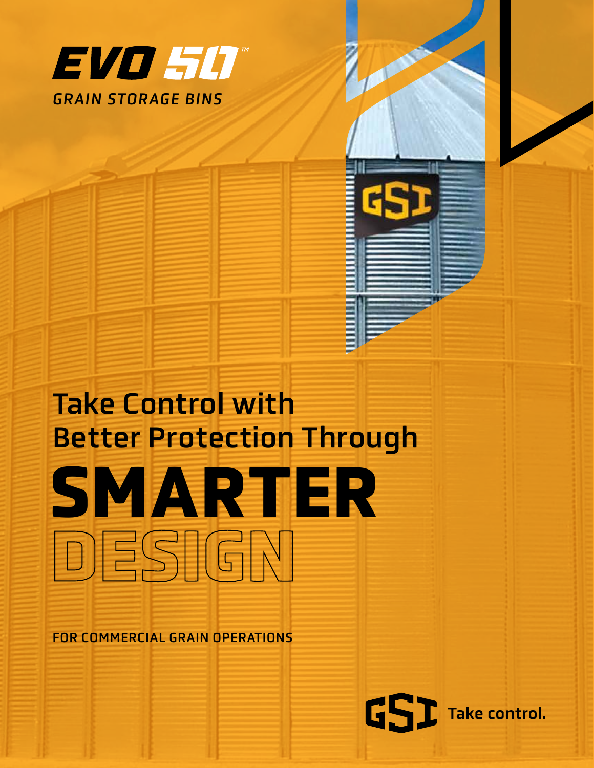# EVO 50™

*GRAIN STORAGE BINS*

## Take Control with Better Protection Through

# SMARTER DESIGN

**FOR COMMERCIAL GRAIN OPERATIONS**

GSI Take control.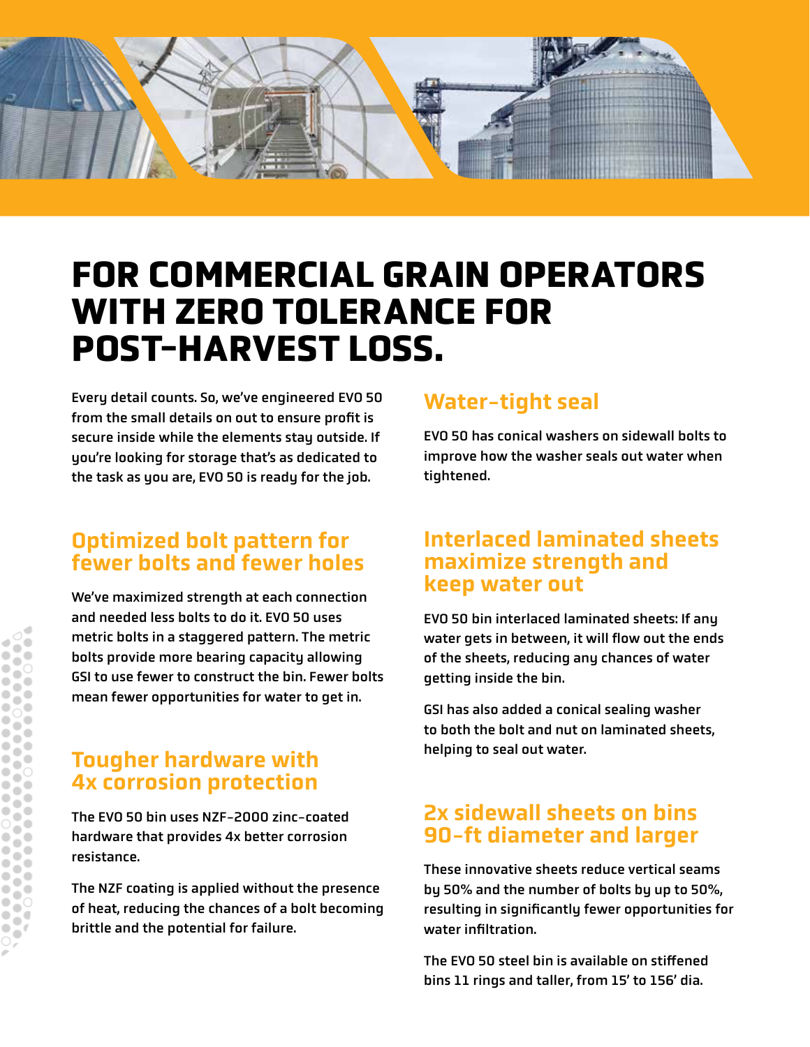# FOR COMMERCIAL GRAIN OPERATORS WITH ZERO TOLERANCE FOR POST-HARVEST LOSS.

Every detail counts. So, we've engineered EVO 50 from the small details on out to ensure profit is secure inside while the elements stay outside. If you're looking for storage that's as dedicated to the task as you are, EVO 50 is ready for the job.

## Optimized bolt pattern for fewer bolts and fewer holes

We've maximized strength at each connection and needed less bolts to do it. EVO 50 uses metric bolts in a staggered pattern. The metric bolts provide more bearing capacity allowing GSI to use fewer to construct the bin. Fewer bolts mean fewer opportunities for water to get in.

## Tougher hardware with 4x corrosion protection

The EVO 50 bin uses NZF-2000 zinc-coated hardware that provides 4x better corrosion resistance.

The NZF coating is applied without the presence of heat, reducing the chances of a bolt becoming brittle and the potential for failure.

## Water-tight seal

EVO 50 has conical washers on sidewall bolts to improve how the washer seals out water when tightened.

## Interlaced laminated sheets maximize strength and keep water out

EVO 50 bin interlaced laminated sheets: If any water gets in between, it will flow out the ends of the sheets, reducing any chances of water getting inside the bin.

GSI has also added a conical sealing washer to both the bolt and nut on laminated sheets, helping to seal out water.

## 2x sidewall sheets on bins 90-ft diameter and larger

These innovative sheets reduce vertical seams by 50% and the number of bolts by up to 50%, resulting in significantly fewer opportunities for water infiltration.

The EVO 50 steel bin is available on stiffened bins 11 rings and taller, from 15' to 156' dia.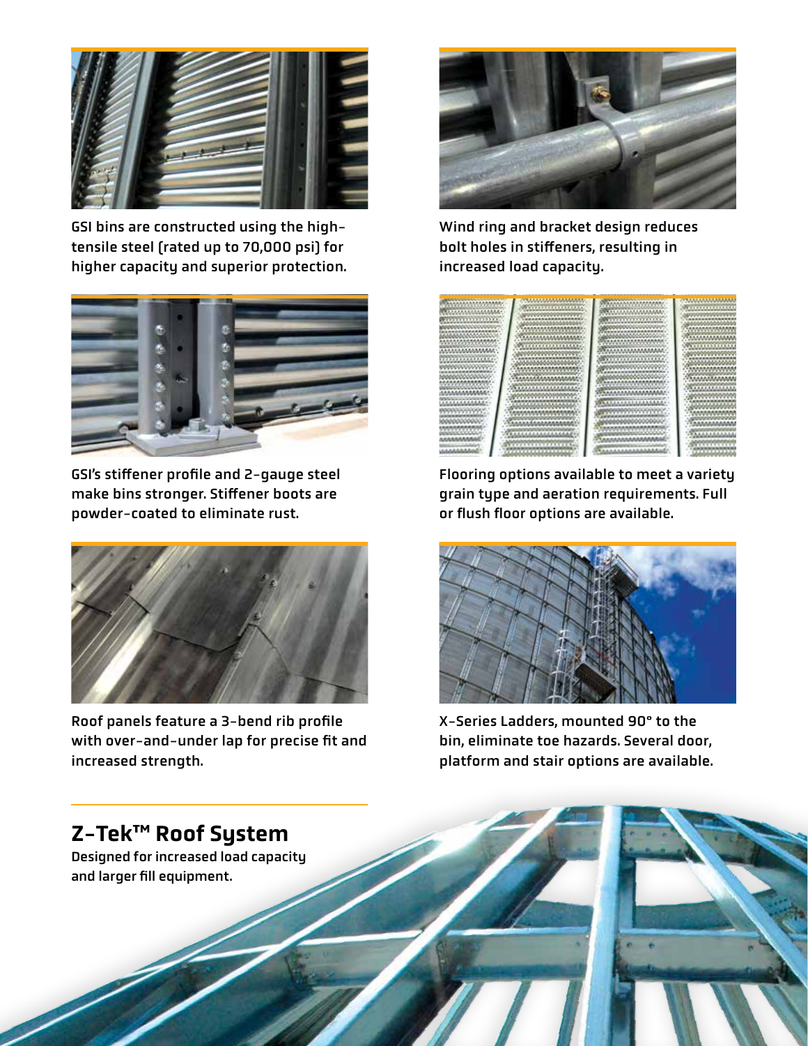GSI bins are constructed using the high-tensile steel (rated up to 70,000 psi) for higher capacity and superior protection.

Wind ring and bracket design reduces bolt holes in stiffeners, resulting in increased load capacity.

GSI's stiffener profile and 2-gauge steel make bins stronger. Stiffener boots are powder-coated to eliminate rust.

Flooring options available to meet a variety grain type and aeration requirements. Full or flush floor options are available.

Roof panels feature a 3-bend rib profile with over-and-under lap for precise fit and increased strength.

X-Series Ladders, mounted 90° to the bin, eliminate toe hazards. Several door, platform and stair options are available.

## Z-Tek™ Roof System

Designed for increased load capacity and larger fill equipment.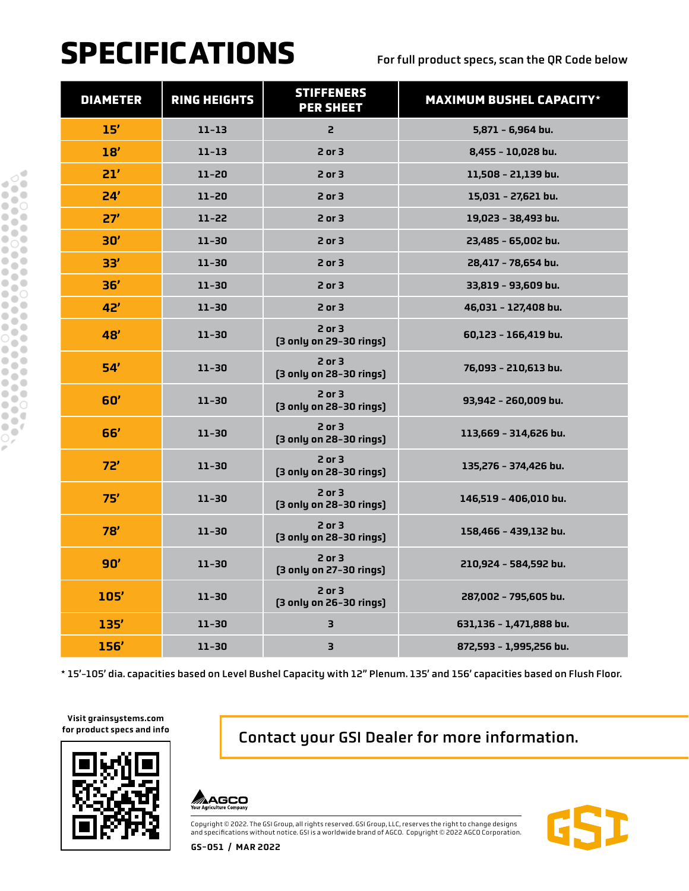# SPECIFICATIONS

For full product specs, scan the QR Code below

| DIAMETER | RING HEIGHTS | STIFFENERS PER SHEET | MAXIMUM BUSHEL CAPACITY* |
|---|---|---|---|
| 15’ | 11–13 | 2 | 5,871 – 6,964 bu. |
| 18’ | 11–13 | 2 or 3 | 8,455 – 10,028 bu. |
| 21’ | 11–20 | 2 or 3 | 11,508 – 21,139 bu. |
| 24’ | 11–20 | 2 or 3 | 15,031 – 27,621 bu. |
| 27’ | 11–22 | 2 or 3 | 19,023 – 38,493 bu. |
| 30’ | 11–30 | 2 or 3 | 23,485 – 65,002 bu. |
| 33’ | 11–30 | 2 or 3 | 28,417 – 78,654 bu. |
| 36’ | 11–30 | 2 or 3 | 33,819 – 93,609 bu. |
| 42’ | 11–30 | 2 or 3 | 46,031 – 127,408 bu. |
| 48’ | 11–30 | 2 or 3 (3 only on 29–30 rings) | 60,123 – 166,419 bu. |
| 54’ | 11–30 | 2 or 3 (3 only on 28–30 rings) | 76,093 – 210,613 bu. |
| 60’ | 11–30 | 2 or 3 (3 only on 28–30 rings) | 93,942 – 260,009 bu. |
| 66’ | 11–30 | 2 or 3 (3 only on 28–30 rings) | 113,669 – 314,626 bu. |
| 72’ | 11–30 | 2 or 3 (3 only on 28–30 rings) | 135,276 – 374,426 bu. |
| 75’ | 11–30 | 2 or 3 (3 only on 28–30 rings) | 146,519 – 406,010 bu. |
| 78’ | 11–30 | 2 or 3 (3 only on 28–30 rings) | 158,466 – 439,132 bu. |
| 90’ | 11–30 | 2 or 3 (3 only on 27–30 rings) | 210,924 – 584,592 bu. |
| 105’ | 11–30 | 2 or 3 (3 only on 26–30 rings) | 287,002 – 795,605 bu. |
| 135’ | 11–30 | 3 | 631,136 – 1,471,888 bu. |
| 156’ | 11–30 | 3 | 872,593 – 1,995,256 bu. |

* 15’–105’ dia. capacities based on Level Bushel Capacity with 12” Plenum. 135’ and 156’ capacities based on Flush Floor.

Visit grainsystems.com for product specs and info

Contact your GSI Dealer for more information.

AGCO Your Agriculture Company

Copyright © 2022. The GSI Group, all rights reserved. GSI Group, LLC, reserves the right to change designs and specifications without notice. GSI is a worldwide brand of AGCO. Copyright © 2022 AGCO Corporation.

GS-051 / MAR 2022

GSI